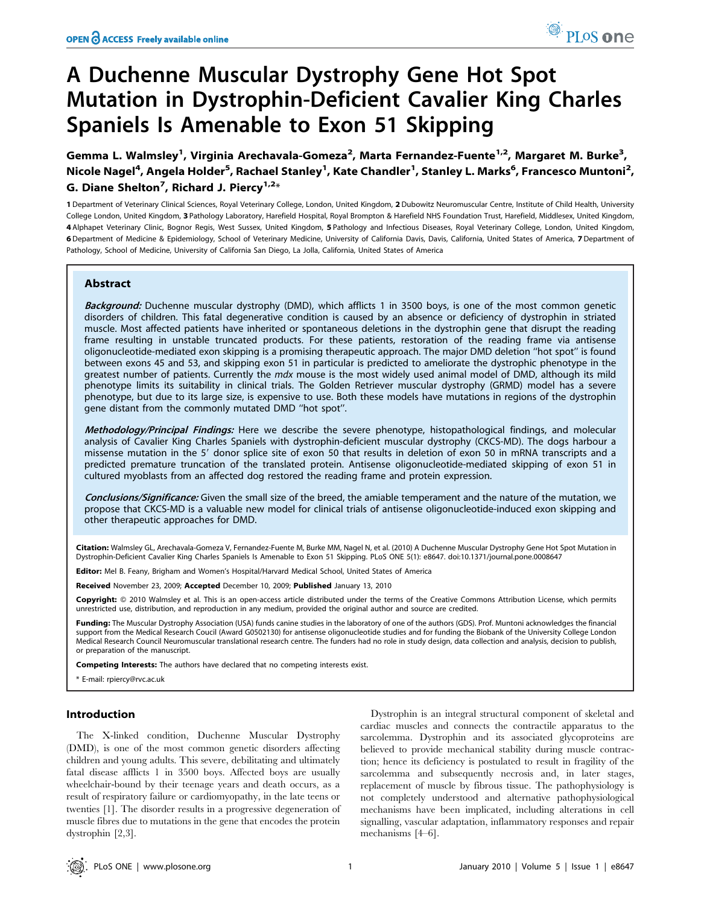# A Duchenne Muscular Dystrophy Gene Hot Spot Mutation in Dystrophin-Deficient Cavalier King Charles Spaniels Is Amenable to Exon 51 Skipping

**Gemma L. Walmsley[1], Virginia Arechavala-Gomeza[2], Marta Fernandez-Fuente[1,2], Margaret M. Burke[3], Nicole Nagel[4], Angela Holder[5], Rachael Stanley[1], Kate Chandler[1], Stanley L. Marks[6], Francesco Muntoni[2], G. Diane Shelton[7], Richard J. Piercy[1,2]***

1 Department of Veterinary Clinical Sciences, Royal Veterinary College, London, United Kingdom, 2 Dubowitz Neuromuscular Centre, Institute of Child Health, University College London, United Kingdom, 3 Pathology Laboratory, Harefield Hospital, Royal Brompton & Harefield NHS Foundation Trust, Harefield, Middlesex, United Kingdom, 4 Alphapet Veterinary Clinic, Bognor Regis, West Sussex, United Kingdom, 5 Pathology and Infectious Diseases, Royal Veterinary College, London, United Kingdom, 6 Department of Medicine & Epidemiology, School of Veterinary Medicine, University of California Davis, Davis, California, United States of America, 7 Department of Pathology, School of Medicine, University of California San Diego, La Jolla, California, United States of America

## Abstract

***Background:*** Duchenne muscular dystrophy (DMD), which afflicts 1 in 3500 boys, is one of the most common genetic disorders of children. This fatal degenerative condition is caused by an absence or deficiency of dystrophin in striated muscle. Most affected patients have inherited or spontaneous deletions in the dystrophin gene that disrupt the reading frame resulting in unstable truncated products. For these patients, restoration of the reading frame via antisense oligonucleotide-mediated exon skipping is a promising therapeutic approach. The major DMD deletion "hot spot" is found between exons 45 and 53, and skipping exon 51 in particular is predicted to ameliorate the dystrophic phenotype in the greatest number of patients. Currently the *mdx* mouse is the most widely used animal model of DMD, although its mild phenotype limits its suitability in clinical trials. The Golden Retriever muscular dystrophy (GRMD) model has a severe phenotype, but due to its large size, is expensive to use. Both these models have mutations in regions of the dystrophin gene distant from the commonly mutated DMD "hot spot".

***Methodology/Principal Findings:*** Here we describe the severe phenotype, histopathological findings, and molecular analysis of Cavalier King Charles Spaniels with dystrophin-deficient muscular dystrophy (CKCS-MD). The dogs harbour a missense mutation in the 5′ donor splice site of exon 50 that results in deletion of exon 50 in mRNA transcripts and a predicted premature truncation of the translated protein. Antisense oligonucleotide-mediated skipping of exon 51 in cultured myoblasts from an affected dog restored the reading frame and protein expression.

***Conclusions/Significance:*** Given the small size of the breed, the amiable temperament and the nature of the mutation, we propose that CKCS-MD is a valuable new model for clinical trials of antisense oligonucleotide-induced exon skipping and other therapeutic approaches for DMD.

**Citation:** Walmsley GL, Arechavala-Gomeza V, Fernandez-Fuente M, Burke MM, Nagel N, et al. (2010) A Duchenne Muscular Dystrophy Gene Hot Spot Mutation in Dystrophin-Deficient Cavalier King Charles Spaniels Is Amenable to Exon 51 Skipping. PLoS ONE 5(1): e8647. doi:10.1371/journal.pone.0008647

**Editor:** Mel B. Feany, Brigham and Women's Hospital/Harvard Medical School, United States of America

**Received** November 23, 2009; **Accepted** December 10, 2009; **Published** January 13, 2010

**Copyright:** © 2010 Walmsley et al. This is an open-access article distributed under the terms of the Creative Commons Attribution License, which permits unrestricted use, distribution, and reproduction in any medium, provided the original author and source are credited.

**Funding:** The Muscular Dystrophy Association (USA) funds canine studies in the laboratory of one of the authors (GDS). Prof. Muntoni acknowledges the financial support from the Medical Research Coucil (Award G0502130) for antisense oligonucleotide studies and for funding the Biobank of the University College London Medical Research Council Neuromuscular translational research centre. The funders had no role in study design, data collection and analysis, decision to publish, or preparation of the manuscript.

**Competing Interests:** The authors have declared that no competing interests exist.

\* E-mail: rpiercy@rvc.ac.uk

## Introduction

The X-linked condition, Duchenne Muscular Dystrophy (DMD), is one of the most common genetic disorders affecting children and young adults. This severe, debilitating and ultimately fatal disease afflicts 1 in 3500 boys. Affected boys are usually wheelchair-bound by their teenage years and death occurs, as a result of respiratory failure or cardiomyopathy, in the late teens or twenties [1]. The disorder results in a progressive degeneration of muscle fibres due to mutations in the gene that encodes the protein dystrophin [2,3].

Dystrophin is an integral structural component of skeletal and cardiac muscles and connects the contractile apparatus to the sarcolemma. Dystrophin and its associated glycoproteins are believed to provide mechanical stability during muscle contraction; hence its deficiency is postulated to result in fragility of the sarcolemma and subsequently necrosis and, in later stages, replacement of muscle by fibrous tissue. The pathophysiology is not completely understood and alternative pathophysiological mechanisms have been implicated, including alterations in cell signalling, vascular adaptation, inflammatory responses and repair mechanisms [4–6].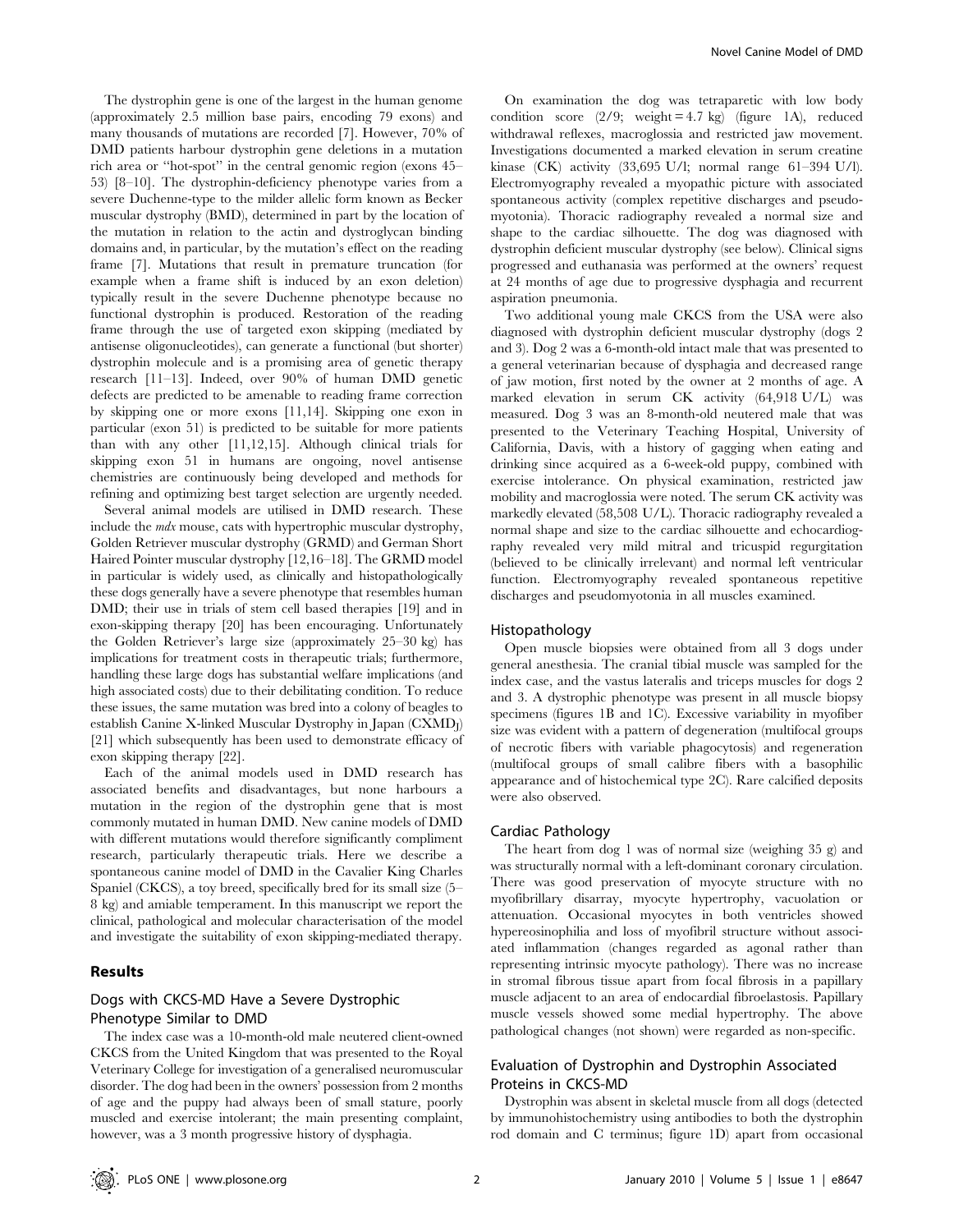The dystrophin gene is one of the largest in the human genome (approximately 2.5 million base pairs, encoding 79 exons) and many thousands of mutations are recorded [7]. However, 70% of DMD patients harbour dystrophin gene deletions in a mutation rich area or "hot-spot" in the central genomic region (exons 45–53) [8–10]. The dystrophin-deficiency phenotype varies from a severe Duchenne-type to the milder allelic form known as Becker muscular dystrophy (BMD), determined in part by the location of the mutation in relation to the actin and dystroglycan binding domains and, in particular, by the mutation's effect on the reading frame [7]. Mutations that result in premature truncation (for example when a frame shift is induced by an exon deletion) typically result in the severe Duchenne phenotype because no functional dystrophin is produced. Restoration of the reading frame through the use of targeted exon skipping (mediated by antisense oligonucleotides), can generate a functional (but shorter) dystrophin molecule and is a promising area of genetic therapy research [11–13]. Indeed, over 90% of human DMD genetic defects are predicted to be amenable to reading frame correction by skipping one or more exons [11,14]. Skipping one exon in particular (exon 51) is predicted to be suitable for more patients than with any other [11,12,15]. Although clinical trials for skipping exon 51 in humans are ongoing, novel antisense chemistries are continuously being developed and methods for refining and optimizing best target selection are urgently needed.

Several animal models are utilised in DMD research. These include the *mdx* mouse, cats with hypertrophic muscular dystrophy, Golden Retriever muscular dystrophy (GRMD) and German Short Haired Pointer muscular dystrophy [12,16–18]. The GRMD model in particular is widely used, as clinically and histopathologically these dogs generally have a severe phenotype that resembles human DMD; their use in trials of stem cell based therapies [19] and in exon-skipping therapy [20] has been encouraging. Unfortunately the Golden Retriever's large size (approximately 25–30 kg) has implications for treatment costs in therapeutic trials; furthermore, handling these large dogs has substantial welfare implications (and high associated costs) due to their debilitating condition. To reduce these issues, the same mutation was bred into a colony of beagles to establish Canine X-linked Muscular Dystrophy in Japan ($CXMD_J$) [21] which subsequently has been used to demonstrate efficacy of exon skipping therapy [22].

Each of the animal models used in DMD research has associated benefits and disadvantages, but none harbours a mutation in the region of the dystrophin gene that is most commonly mutated in human DMD. New canine models of DMD with different mutations would therefore significantly compliment research, particularly therapeutic trials. Here we describe a spontaneous canine model of DMD in the Cavalier King Charles Spaniel (CKCS), a toy breed, specifically bred for its small size (5–8 kg) and amiable temperament. In this manuscript we report the clinical, pathological and molecular characterisation of the model and investigate the suitability of exon skipping-mediated therapy.

## Results

### Dogs with CKCS-MD Have a Severe Dystrophic Phenotype Similar to DMD

The index case was a 10-month-old male neutered client-owned CKCS from the United Kingdom that was presented to the Royal Veterinary College for investigation of a generalised neuromuscular disorder. The dog had been in the owners' possession from 2 months of age and the puppy had always been of small stature, poorly muscled and exercise intolerant; the main presenting complaint, however, was a 3 month progressive history of dysphagia.

On examination the dog was tetraparetic with low body condition score (2/9; weight = 4.7 kg) (figure 1A), reduced withdrawal reflexes, macroglossia and restricted jaw movement. Investigations documented a marked elevation in serum creatine kinase (CK) activity (33,695 U/l; normal range 61–394 U/l). Electromyography revealed a myopathic picture with associated spontaneous activity (complex repetitive discharges and pseudomyotonia). Thoracic radiography revealed a normal size and shape to the cardiac silhouette. The dog was diagnosed with dystrophin deficient muscular dystrophy (see below). Clinical signs progressed and euthanasia was performed at the owners' request at 24 months of age due to progressive dysphagia and recurrent aspiration pneumonia.

Two additional young male CKCS from the USA were also diagnosed with dystrophin deficient muscular dystrophy (dogs 2 and 3). Dog 2 was a 6-month-old intact male that was presented to a general veterinarian because of dysphagia and decreased range of jaw motion, first noted by the owner at 2 months of age. A marked elevation in serum CK activity (64,918 U/L) was measured. Dog 3 was an 8-month-old neutered male that was presented to the Veterinary Teaching Hospital, University of California, Davis, with a history of gagging when eating and drinking since acquired as a 6-week-old puppy, combined with exercise intolerance. On physical examination, restricted jaw mobility and macroglossia were noted. The serum CK activity was markedly elevated (58,508 U/L). Thoracic radiography revealed a normal shape and size to the cardiac silhouette and echocardiography revealed very mild mitral and tricuspid regurgitation (believed to be clinically irrelevant) and normal left ventricular function. Electromyography revealed spontaneous repetitive discharges and pseudomyotonia in all muscles examined.

### Histopathology

Open muscle biopsies were obtained from all 3 dogs under general anesthesia. The cranial tibial muscle was sampled for the index case, and the vastus lateralis and triceps muscles for dogs 2 and 3. A dystrophic phenotype was present in all muscle biopsy specimens (figures 1B and 1C). Excessive variability in myofiber size was evident with a pattern of degeneration (multifocal groups of necrotic fibers with variable phagocytosis) and regeneration (multifocal groups of small calibre fibers with a basophilic appearance and of histochemical type 2C). Rare calcified deposits were also observed.

### Cardiac Pathology

The heart from dog 1 was of normal size (weighing 35 g) and was structurally normal with a left-dominant coronary circulation. There was good preservation of myocyte structure with no myofibrillary disarray, myocyte hypertrophy, vacuolation or attenuation. Occasional myocytes in both ventricles showed hypereosinophilia and loss of myofibril structure without associated inflammation (changes regarded as agonal rather than representing intrinsic myocyte pathology). There was no increase in stromal fibrous tissue apart from focal fibrosis in a papillary muscle adjacent to an area of endocardial fibroelastosis. Papillary muscle vessels showed some medial hypertrophy. The above pathological changes (not shown) were regarded as non-specific.

### Evaluation of Dystrophin and Dystrophin Associated Proteins in CKCS-MD

Dystrophin was absent in skeletal muscle from all dogs (detected by immunohistochemistry using antibodies to both the dystrophin rod domain and C terminus; figure 1D) apart from occasional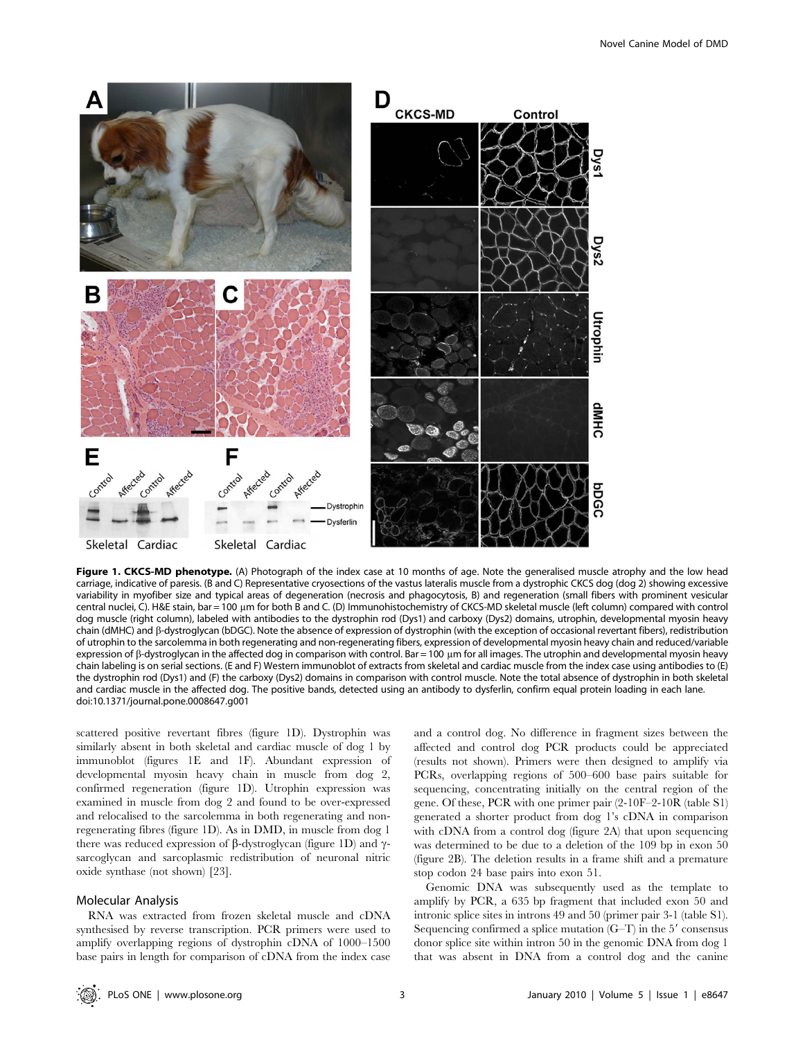**Figure 1. CKCS-MD phenotype.** (A) Photograph of the index case at 10 months of age. Note the generalised muscle atrophy and the low head carriage, indicative of paresis. (B and C) Representative cryosections of the vastus lateralis muscle from a dystrophic CKCS dog (dog 2) showing excessive variability in myofiber size and typical areas of degeneration (necrosis and phagocytosis, B) and regeneration (small fibers with prominent vesicular central nuclei, C). H&E stain, bar = 100 μm for both B and C. (D) Immunohistochemistry of CKCS-MD skeletal muscle (left column) compared with control dog muscle (right column), labeled with antibodies to the dystrophin rod (Dys1) and carboxy (Dys2) domains, utrophin, developmental myosin heavy chain (dMHC) and β-dystroglycan (bDGC). Note the absence of expression of dystrophin (with the exception of occasional revertant fibers), redistribution of utrophin to the sarcolemma in both regenerating and non-regenerating fibers, expression of developmental myosin heavy chain and reduced/variable expression of β-dystroglycan in the affected dog in comparison with control. Bar = 100 μm for all images. The utrophin and developmental myosin heavy chain labeling is on serial sections. (E and F) Western immunoblot of extracts from skeletal and cardiac muscle from the index case using antibodies to (E) the dystrophin rod (Dys1) and (F) the carboxy (Dys2) domains in comparison with control muscle. Note the total absence of dystrophin in both skeletal and cardiac muscle in the affected dog. The positive bands, detected using an antibody to dysferlin, confirm equal protein loading in each lane.
doi:10.1371/journal.pone.0008647.g001

scattered positive revertant fibres (figure 1D). Dystrophin was similarly absent in both skeletal and cardiac muscle of dog 1 by immunoblot (figures 1E and 1F). Abundant expression of developmental myosin heavy chain in muscle from dog 2, confirmed regeneration (figure 1D). Utrophin expression was examined in muscle from dog 2 and found to be over-expressed and relocalised to the sarcolemma in both regenerating and non-regenerating fibres (figure 1D). As in DMD, in muscle from dog 1 there was reduced expression of β-dystroglycan (figure 1D) and γ-sarcoglycan and sarcoplasmic redistribution of neuronal nitric oxide synthase (not shown) [23].

## Molecular Analysis

RNA was extracted from frozen skeletal muscle and cDNA synthesised by reverse transcription. PCR primers were used to amplify overlapping regions of dystrophin cDNA of 1000–1500 base pairs in length for comparison of cDNA from the index case and a control dog. No difference in fragment sizes between the affected and control dog PCR products could be appreciated (results not shown). Primers were then designed to amplify via PCRs, overlapping regions of 500–600 base pairs suitable for sequencing, concentrating initially on the central region of the gene. Of these, PCR with one primer pair (2-10F–2-10R (table S1) generated a shorter product from dog 1's cDNA in comparison with cDNA from a control dog (figure 2A) that upon sequencing was determined to be due to a deletion of the 109 bp in exon 50 (figure 2B). The deletion results in a frame shift and a premature stop codon 24 base pairs into exon 51.

Genomic DNA was subsequently used as the template to amplify by PCR, a 635 bp fragment that included exon 50 and intronic splice sites in introns 49 and 50 (primer pair 3-1 (table S1). Sequencing confirmed a splice mutation (G–T) in the 5′ consensus donor splice site within intron 50 in the genomic DNA from dog 1 that was absent in DNA from a control dog and the canine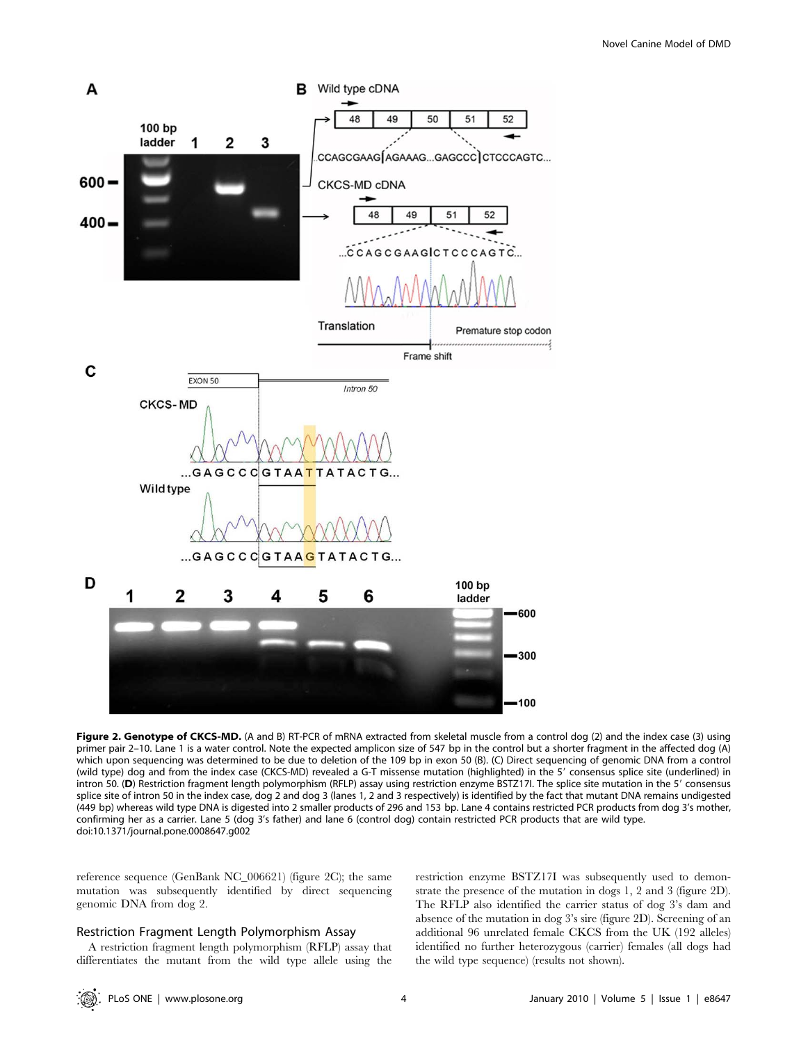**Figure 2. Genotype of CKCS-MD.** (A and B) RT-PCR of mRNA extracted from skeletal muscle from a control dog (2) and the index case (3) using primer pair 2–10. Lane 1 is a water control. Note the expected amplicon size of 547 bp in the control but a shorter fragment in the affected dog (A) which upon sequencing was determined to be due to deletion of the 109 bp in exon 50 (B). (C) Direct sequencing of genomic DNA from a control (wild type) dog and from the index case (CKCS-MD) revealed a G-T missense mutation (highlighted) in the 5′ consensus splice site (underlined) in intron 50. (**D**) Restriction fragment length polymorphism (RFLP) assay using restriction enzyme BSTZ17I. The splice site mutation in the 5′ consensus splice site of intron 50 in the index case, dog 2 and dog 3 (lanes 1, 2 and 3 respectively) is identified by the fact that mutant DNA remains undigested (449 bp) whereas wild type DNA is digested into 2 smaller products of 296 and 153 bp. Lane 4 contains restricted PCR products from dog 3's mother, confirming her as a carrier. Lane 5 (dog 3's father) and lane 6 (control dog) contain restricted PCR products that are wild type.
doi:10.1371/journal.pone.0008647.g002

reference sequence (GenBank NC_006621) (figure 2C); the same mutation was subsequently identified by direct sequencing genomic DNA from dog 2.

### Restriction Fragment Length Polymorphism Assay

A restriction fragment length polymorphism (RFLP) assay that differentiates the mutant from the wild type allele using the restriction enzyme BSTZ17I was subsequently used to demonstrate the presence of the mutation in dogs 1, 2 and 3 (figure 2D). The RFLP also identified the carrier status of dog 3's dam and absence of the mutation in dog 3's sire (figure 2D). Screening of an additional 96 unrelated female CKCS from the UK (192 alleles) identified no further heterozygous (carrier) females (all dogs had the wild type sequence) (results not shown).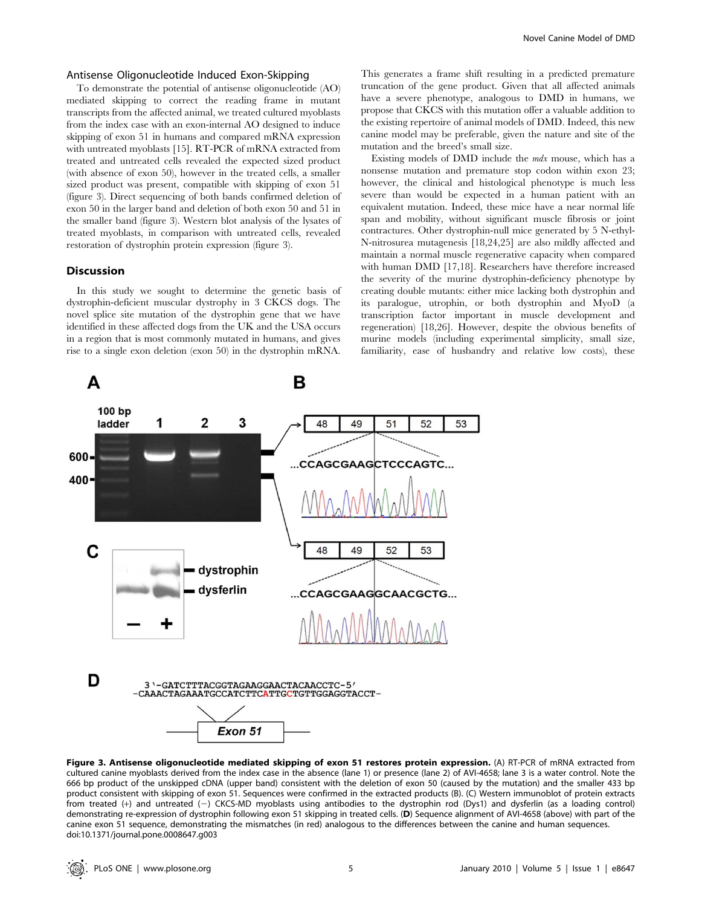### Antisense Oligonucleotide Induced Exon-Skipping

To demonstrate the potential of antisense oligonucleotide (AO) mediated skipping to correct the reading frame in mutant transcripts from the affected animal, we treated cultured myoblasts from the index case with an exon-internal AO designed to induce skipping of exon 51 in humans and compared mRNA expression with untreated myoblasts [15]. RT-PCR of mRNA extracted from treated and untreated cells revealed the expected sized product (with absence of exon 50), however in the treated cells, a smaller sized product was present, compatible with skipping of exon 51 (figure 3). Direct sequencing of both bands confirmed deletion of exon 50 in the larger band and deletion of both exon 50 and 51 in the smaller band (figure 3). Western blot analysis of the lysates of treated myoblasts, in comparison with untreated cells, revealed restoration of dystrophin protein expression (figure 3).

## Discussion

In this study we sought to determine the genetic basis of dystrophin-deficient muscular dystrophy in 3 CKCS dogs. The novel splice site mutation of the dystrophin gene that we have identified in these affected dogs from the UK and the USA occurs in a region that is most commonly mutated in humans, and gives rise to a single exon deletion (exon 50) in the dystrophin mRNA. This generates a frame shift resulting in a predicted premature truncation of the gene product. Given that all affected animals have a severe phenotype, analogous to DMD in humans, we propose that CKCS with this mutation offer a valuable addition to the existing repertoire of animal models of DMD. Indeed, this new canine model may be preferable, given the nature and site of the mutation and the breed's small size.

Existing models of DMD include the *mdx* mouse, which has a nonsense mutation and premature stop codon within exon 23; however, the clinical and histological phenotype is much less severe than would be expected in a human patient with an equivalent mutation. Indeed, these mice have a near normal life span and mobility, without significant muscle fibrosis or joint contractures. Other dystrophin-null mice generated by 5 N-ethyl-N-nitrosurea mutagenesis [18,24,25] are also mildly affected and maintain a normal muscle regenerative capacity when compared with human DMD [17,18]. Researchers have therefore increased the severity of the murine dystrophin-deficiency phenotype by creating double mutants: either mice lacking both dystrophin and its paralogue, utrophin, or both dystrophin and MyoD (a transcription factor important in muscle development and regeneration) [18,26]. However, despite the obvious benefits of murine models (including experimental simplicity, small size, familiarity, ease of husbandry and relative low costs), these

**Figure 3. Antisense oligonucleotide mediated skipping of exon 51 restores protein expression.** (A) RT-PCR of mRNA extracted from cultured canine myoblasts derived from the index case in the absence (lane 1) or presence (lane 2) of AVI-4658; lane 3 is a water control. Note the 666 bp product of the unskipped cDNA (upper band) consistent with the deletion of exon 50 (caused by the mutation) and the smaller 433 bp product consistent with skipping of exon 51. Sequences were confirmed in the extracted products (B). (C) Western immunoblot of protein extracts from treated (+) and untreated (−) CKCS-MD myoblasts using antibodies to the dystrophin rod (Dys1) and dysferlin (as a loading control) demonstrating re-expression of dystrophin following exon 51 skipping in treated cells. (**D**) Sequence alignment of AVI-4658 (above) with part of the canine exon 51 sequence, demonstrating the mismatches (in red) analogous to the differences between the canine and human sequences.
doi:10.1371/journal.pone.0008647.g003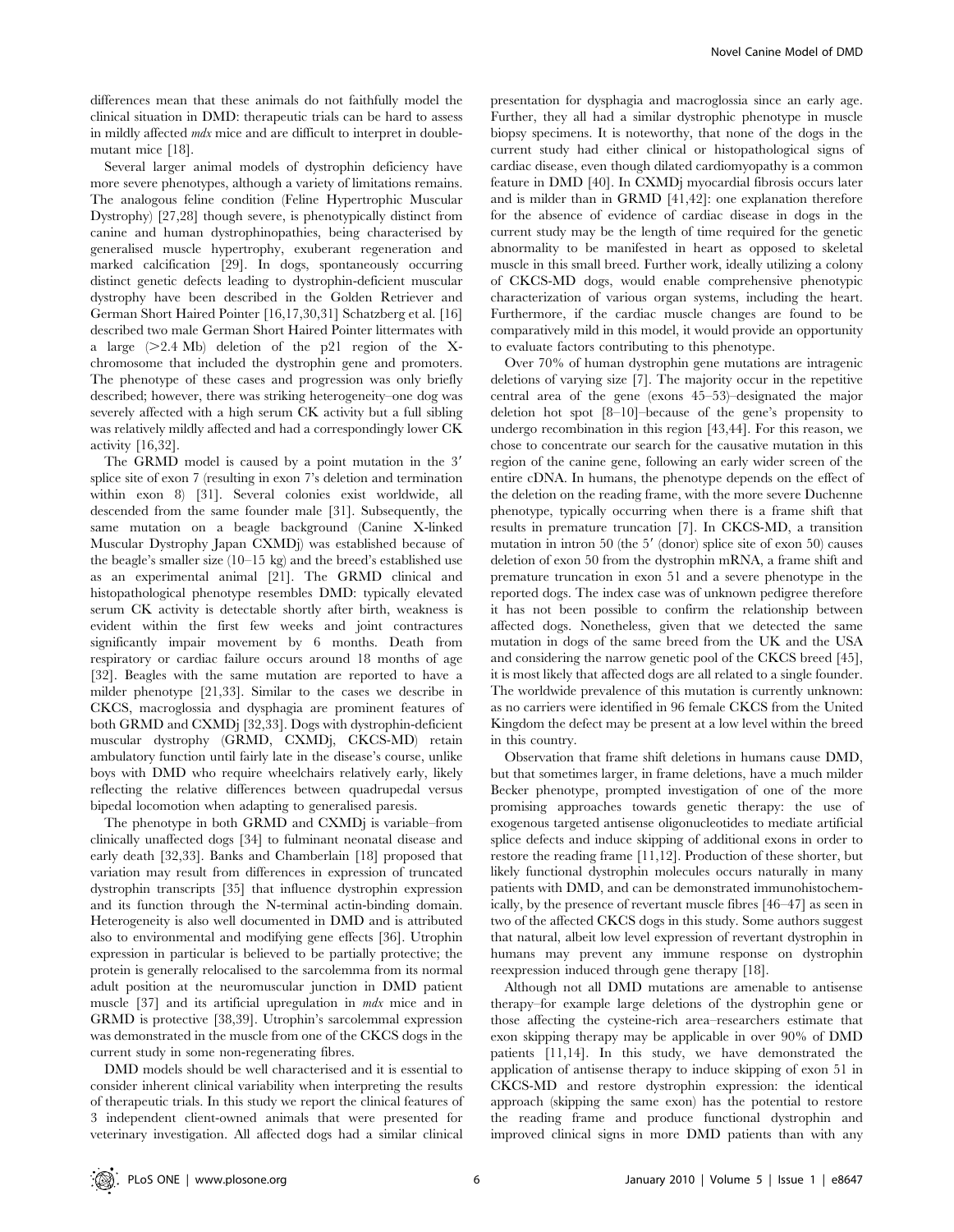differences mean that these animals do not faithfully model the clinical situation in DMD: therapeutic trials can be hard to assess in mildly affected *mdx* mice and are difficult to interpret in double-mutant mice [18].

Several larger animal models of dystrophin deficiency have more severe phenotypes, although a variety of limitations remains. The analogous feline condition (Feline Hypertrophic Muscular Dystrophy) [27,28] though severe, is phenotypically distinct from canine and human dystrophinopathies, being characterised by generalised muscle hypertrophy, exuberant regeneration and marked calcification [29]. In dogs, spontaneously occurring distinct genetic defects leading to dystrophin-deficient muscular dystrophy have been described in the Golden Retriever and German Short Haired Pointer [16,17,30,31] Schatzberg et al. [16] described two male German Short Haired Pointer littermates with a large (>2.4 Mb) deletion of the p21 region of the X-chromosome that included the dystrophin gene and promoters. The phenotype of these cases and progression was only briefly described; however, there was striking heterogeneity–one dog was severely affected with a high serum CK activity but a full sibling was relatively mildly affected and had a correspondingly lower CK activity [16,32].

The GRMD model is caused by a point mutation in the 3′ splice site of exon 7 (resulting in exon 7's deletion and termination within exon 8) [31]. Several colonies exist worldwide, all descended from the same founder male [31]. Subsequently, the same mutation on a beagle background (Canine X-linked Muscular Dystrophy Japan CXMDj) was established because of the beagle's smaller size (10–15 kg) and the breed's established use as an experimental animal [21]. The GRMD clinical and histopathological phenotype resembles DMD: typically elevated serum CK activity is detectable shortly after birth, weakness is evident within the first few weeks and joint contractures significantly impair movement by 6 months. Death from respiratory or cardiac failure occurs around 18 months of age [32]. Beagles with the same mutation are reported to have a milder phenotype [21,33]. Similar to the cases we describe in CKCS, macroglossia and dysphagia are prominent features of both GRMD and CXMDj [32,33]. Dogs with dystrophin-deficient muscular dystrophy (GRMD, CXMDj, CKCS-MD) retain ambulatory function until fairly late in the disease's course, unlike boys with DMD who require wheelchairs relatively early, likely reflecting the relative differences between quadrupedal versus bipedal locomotion when adapting to generalised paresis.

The phenotype in both GRMD and CXMDj is variable–from clinically unaffected dogs [34] to fulminant neonatal disease and early death [32,33]. Banks and Chamberlain [18] proposed that variation may result from differences in expression of truncated dystrophin transcripts [35] that influence dystrophin expression and its function through the N-terminal actin-binding domain. Heterogeneity is also well documented in DMD and is attributed also to environmental and modifying gene effects [36]. Utrophin expression in particular is believed to be partially protective; the protein is generally relocalised to the sarcolemma from its normal adult position at the neuromuscular junction in DMD patient muscle [37] and its artificial upregulation in *mdx* mice and in GRMD is protective [38,39]. Utrophin's sarcolemmal expression was demonstrated in the muscle from one of the CKCS dogs in the current study in some non-regenerating fibres.

DMD models should be well characterised and it is essential to consider inherent clinical variability when interpreting the results of therapeutic trials. In this study we report the clinical features of 3 independent client-owned animals that were presented for veterinary investigation. All affected dogs had a similar clinical presentation for dysphagia and macroglossia since an early age. Further, they all had a similar dystrophic phenotype in muscle biopsy specimens. It is noteworthy, that none of the dogs in the current study had either clinical or histopathological signs of cardiac disease, even though dilated cardiomyopathy is a common feature in DMD [40]. In CXMDj myocardial fibrosis occurs later and is milder than in GRMD [41,42]: one explanation therefore for the absence of evidence of cardiac disease in dogs in the current study may be the length of time required for the genetic abnormality to be manifested in heart as opposed to skeletal muscle in this small breed. Further work, ideally utilizing a colony of CKCS-MD dogs, would enable comprehensive phenotypic characterization of various organ systems, including the heart. Furthermore, if the cardiac muscle changes are found to be comparatively mild in this model, it would provide an opportunity to evaluate factors contributing to this phenotype.

Over 70% of human dystrophin gene mutations are intragenic deletions of varying size [7]. The majority occur in the repetitive central area of the gene (exons 45–53)–designated the major deletion hot spot [8–10]–because of the gene's propensity to undergo recombination in this region [43,44]. For this reason, we chose to concentrate our search for the causative mutation in this region of the canine gene, following an early wider screen of the entire cDNA. In humans, the phenotype depends on the effect of the deletion on the reading frame, with the more severe Duchenne phenotype, typically occurring when there is a frame shift that results in premature truncation [7]. In CKCS-MD, a transition mutation in intron 50 (the 5′ (donor) splice site of exon 50) causes deletion of exon 50 from the dystrophin mRNA, a frame shift and premature truncation in exon 51 and a severe phenotype in the reported dogs. The index case was of unknown pedigree therefore it has not been possible to confirm the relationship between affected dogs. Nonetheless, given that we detected the same mutation in dogs of the same breed from the UK and the USA and considering the narrow genetic pool of the CKCS breed [45], it is most likely that affected dogs are all related to a single founder. The worldwide prevalence of this mutation is currently unknown: as no carriers were identified in 96 female CKCS from the United Kingdom the defect may be present at a low level within the breed in this country.

Observation that frame shift deletions in humans cause DMD, but that sometimes larger, in frame deletions, have a much milder Becker phenotype, prompted investigation of one of the more promising approaches towards genetic therapy: the use of exogenous targeted antisense oligonucleotides to mediate artificial splice defects and induce skipping of additional exons in order to restore the reading frame [11,12]. Production of these shorter, but likely functional dystrophin molecules occurs naturally in many patients with DMD, and can be demonstrated immunohistochemically, by the presence of revertant muscle fibres [46–47] as seen in two of the affected CKCS dogs in this study. Some authors suggest that natural, albeit low level expression of revertant dystrophin in humans may prevent any immune response on dystrophin reexpression induced through gene therapy [18].

Although not all DMD mutations are amenable to antisense therapy–for example large deletions of the dystrophin gene or those affecting the cysteine-rich area–researchers estimate that exon skipping therapy may be applicable in over 90% of DMD patients [11,14]. In this study, we have demonstrated the application of antisense therapy to induce skipping of exon 51 in CKCS-MD and restore dystrophin expression: the identical approach (skipping the same exon) has the potential to restore the reading frame and produce functional dystrophin and improved clinical signs in more DMD patients than with any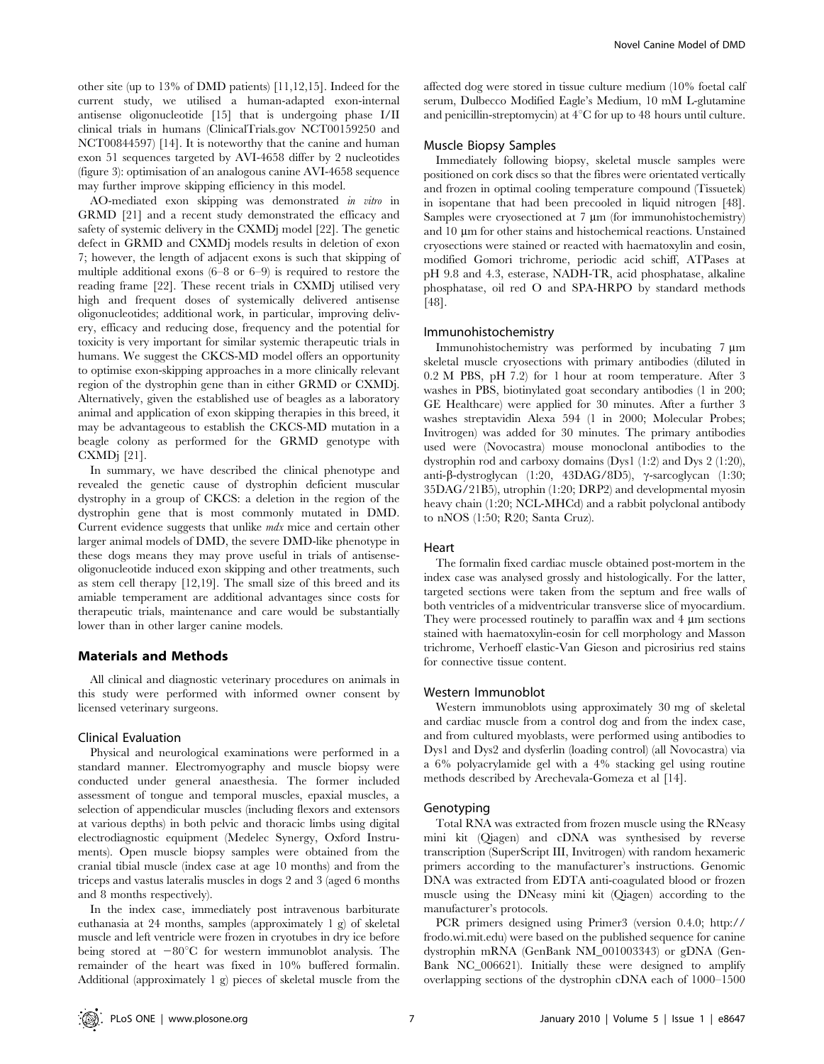other site (up to 13% of DMD patients) [11,12,15]. Indeed for the current study, we utilised a human-adapted exon-internal antisense oligonucleotide [15] that is undergoing phase I/II clinical trials in humans (ClinicalTrials.gov NCT00159250 and NCT00844597) [14]. It is noteworthy that the canine and human exon 51 sequences targeted by AVI-4658 differ by 2 nucleotides (figure 3): optimisation of an analogous canine AVI-4658 sequence may further improve skipping efficiency in this model.

AO-mediated exon skipping was demonstrated *in vitro* in GRMD [21] and a recent study demonstrated the efficacy and safety of systemic delivery in the CXMDj model [22]. The genetic defect in GRMD and CXMDj models results in deletion of exon 7; however, the length of adjacent exons is such that skipping of multiple additional exons (6–8 or 6–9) is required to restore the reading frame [22]. These recent trials in CXMDj utilised very high and frequent doses of systemically delivered antisense oligonucleotides; additional work, in particular, improving delivery, efficacy and reducing dose, frequency and the potential for toxicity is very important for similar systemic therapeutic trials in humans. We suggest the CKCS-MD model offers an opportunity to optimise exon-skipping approaches in a more clinically relevant region of the dystrophin gene than in either GRMD or CXMDj. Alternatively, given the established use of beagles as a laboratory animal and application of exon skipping therapies in this breed, it may be advantageous to establish the CKCS-MD mutation in a beagle colony as performed for the GRMD genotype with CXMDj [21].

In summary, we have described the clinical phenotype and revealed the genetic cause of dystrophin deficient muscular dystrophy in a group of CKCS: a deletion in the region of the dystrophin gene that is most commonly mutated in DMD. Current evidence suggests that unlike *mdx* mice and certain other larger animal models of DMD, the severe DMD-like phenotype in these dogs means they may prove useful in trials of antisense-oligonucleotide induced exon skipping and other treatments, such as stem cell therapy [12,19]. The small size of this breed and its amiable temperament are additional advantages since costs for therapeutic trials, maintenance and care would be substantially lower than in other larger canine models.

## Materials and Methods

All clinical and diagnostic veterinary procedures on animals in this study were performed with informed owner consent by licensed veterinary surgeons.

### Clinical Evaluation

Physical and neurological examinations were performed in a standard manner. Electromyography and muscle biopsy were conducted under general anaesthesia. The former included assessment of tongue and temporal muscles, epaxial muscles, a selection of appendicular muscles (including flexors and extensors at various depths) in both pelvic and thoracic limbs using digital electrodiagnostic equipment (Medelec Synergy, Oxford Instruments). Open muscle biopsy samples were obtained from the cranial tibial muscle (index case at age 10 months) and from the triceps and vastus lateralis muscles in dogs 2 and 3 (aged 6 months and 8 months respectively).

In the index case, immediately post intravenous barbiturate euthanasia at 24 months, samples (approximately 1 g) of skeletal muscle and left ventricle were frozen in cryotubes in dry ice before being stored at −80°C for western immunoblot analysis. The remainder of the heart was fixed in 10% buffered formalin. Additional (approximately 1 g) pieces of skeletal muscle from the affected dog were stored in tissue culture medium (10% foetal calf serum, Dulbecco Modified Eagle's Medium, 10 mM L-glutamine and penicillin-streptomycin) at 4°C for up to 48 hours until culture.

### Muscle Biopsy Samples

Immediately following biopsy, skeletal muscle samples were positioned on cork discs so that the fibres were orientated vertically and frozen in optimal cooling temperature compound (Tissuetek) in isopentane that had been precooled in liquid nitrogen [48]. Samples were cryosectioned at 7 µm (for immunohistochemistry) and 10 µm for other stains and histochemical reactions. Unstained cryosections were stained or reacted with haematoxylin and eosin, modified Gomori trichrome, periodic acid schiff, ATPases at pH 9.8 and 4.3, esterase, NADH-TR, acid phosphatase, alkaline phosphatase, oil red O and SPA-HRPO by standard methods [48].

### Immunohistochemistry

Immunohistochemistry was performed by incubating 7 µm skeletal muscle cryosections with primary antibodies (diluted in 0.2 M PBS, pH 7.2) for 1 hour at room temperature. After 3 washes in PBS, biotinylated goat secondary antibodies (1 in 200; GE Healthcare) were applied for 30 minutes. After a further 3 washes streptavidin Alexa 594 (1 in 2000; Molecular Probes; Invitrogen) was added for 30 minutes. The primary antibodies used were (Novocastra) mouse monoclonal antibodies to the dystrophin rod and carboxy domains (Dys1 (1:2) and Dys 2 (1:20), anti-β-dystroglycan (1:20, 43DAG/8D5), γ-sarcoglycan (1:30; 35DAG/21B5), utrophin (1:20; DRP2) and developmental myosin heavy chain (1:20; NCL-MHCd) and a rabbit polyclonal antibody to nNOS (1:50; R20; Santa Cruz).

### Heart

The formalin fixed cardiac muscle obtained post-mortem in the index case was analysed grossly and histologically. For the latter, targeted sections were taken from the septum and free walls of both ventricles of a midventricular transverse slice of myocardium. They were processed routinely to paraffin wax and 4 µm sections stained with haematoxylin-eosin for cell morphology and Masson trichrome, Verhoeff elastic-Van Gieson and picrosirius red stains for connective tissue content.

### Western Immunoblot

Western immunoblots using approximately 30 mg of skeletal and cardiac muscle from a control dog and from the index case, and from cultured myoblasts, were performed using antibodies to Dys1 and Dys2 and dysferlin (loading control) (all Novocastra) via a 6% polyacrylamide gel with a 4% stacking gel using routine methods described by Arechevala-Gomeza et al [14].

### Genotyping

Total RNA was extracted from frozen muscle using the RNeasy mini kit (Qiagen) and cDNA was synthesised by reverse transcription (SuperScript III, Invitrogen) with random hexameric primers according to the manufacturer's instructions. Genomic DNA was extracted from EDTA anti-coagulated blood or frozen muscle using the DNeasy mini kit (Qiagen) according to the manufacturer's protocols.

PCR primers designed using Primer3 (version 0.4.0; http://frodo.wi.mit.edu) were based on the published sequence for canine dystrophin mRNA (GenBank NM_001003343) or gDNA (GenBank NC_006621). Initially these were designed to amplify overlapping sections of the dystrophin cDNA each of 1000–1500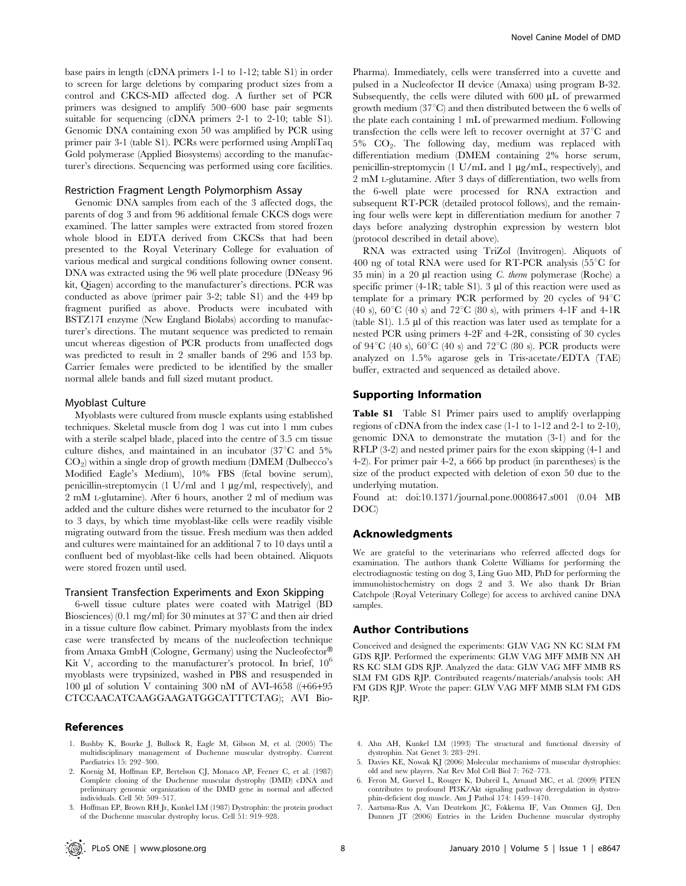base pairs in length (cDNA primers 1-1 to 1-12; table S1) in order to screen for large deletions by comparing product sizes from a control and CKCS-MD affected dog. A further set of PCR primers was designed to amplify 500–600 base pair segments suitable for sequencing (cDNA primers 2-1 to 2-10; table S1). Genomic DNA containing exon 50 was amplified by PCR using primer pair 3-1 (table S1). PCRs were performed using AmpliTaq Gold polymerase (Applied Biosystems) according to the manufacturer's directions. Sequencing was performed using core facilities.

### Restriction Fragment Length Polymorphism Assay

Genomic DNA samples from each of the 3 affected dogs, the parents of dog 3 and from 96 additional female CKCS dogs were examined. The latter samples were extracted from stored frozen whole blood in EDTA derived from CKCSs that had been presented to the Royal Veterinary College for evaluation of various medical and surgical conditions following owner consent. DNA was extracted using the 96 well plate procedure (DNeasy 96 kit, Qiagen) according to the manufacturer's directions. PCR was conducted as above (primer pair 3-2; table S1) and the 449 bp fragment purified as above. Products were incubated with BSTZ17I enzyme (New England Biolabs) according to manufacturer's directions. The mutant sequence was predicted to remain uncut whereas digestion of PCR products from unaffected dogs was predicted to result in 2 smaller bands of 296 and 153 bp. Carrier females were predicted to be identified by the smaller normal allele bands and full sized mutant product.

### Myoblast Culture

Myoblasts were cultured from muscle explants using established techniques. Skeletal muscle from dog 1 was cut into 1 mm cubes with a sterile scalpel blade, placed into the centre of 3.5 cm tissue culture dishes, and maintained in an incubator (37°C and 5% $CO_2$) within a single drop of growth medium (DMEM (Dulbecco's Modified Eagle's Medium), 10% FBS (fetal bovine serum), penicillin-streptomycin (1 U/ml and 1 µg/ml, respectively), and 2 mM L-glutamine). After 6 hours, another 2 ml of medium was added and the culture dishes were returned to the incubator for 2 to 3 days, by which time myoblast-like cells were readily visible migrating outward from the tissue. Fresh medium was then added and cultures were maintained for an additional 7 to 10 days until a confluent bed of myoblast-like cells had been obtained. Aliquots were stored frozen until used.

### Transient Transfection Experiments and Exon Skipping

6-well tissue culture plates were coated with Matrigel (BD Biosciences) (0.1 mg/ml) for 30 minutes at 37°C and then air dried in a tissue culture flow cabinet. Primary myoblasts from the index case were transfected by means of the nucleofection technique from Amaxa GmbH (Cologne, Germany) using the Nucleofector® Kit V, according to the manufacturer's protocol. In brief, $10^6$ myoblasts were trypsinized, washed in PBS and resuspended in 100 µl of solution V containing 300 nM of AVI-4658 ((+66+95 CTCCAACATCAAGGAAGATGGCATTTCTAG); AVI BioPharma). Immediately, cells were transferred into a cuvette and pulsed in a Nucleofector II device (Amaxa) using program B-32. Subsequently, the cells were diluted with 600 µL of prewarmed growth medium (37°C) and then distributed between the 6 wells of the plate each containing 1 mL of prewarmed medium. Following transfection the cells were left to recover overnight at 37°C and 5% $CO_2$. The following day, medium was replaced with differentiation medium (DMEM containing 2% horse serum, penicillin-streptomycin (1 U/mL and 1 µg/mL, respectively), and 2 mM L-glutamine. After 3 days of differentiation, two wells from the 6-well plate were processed for RNA extraction and subsequent RT-PCR (detailed protocol follows), and the remaining four wells were kept in differentiation medium for another 7 days before analyzing dystrophin expression by western blot (protocol described in detail above).

RNA was extracted using TriZol (Invitrogen). Aliquots of 400 ng of total RNA were used for RT-PCR analysis (55°C for 35 min) in a 20 µl reaction using *C. therm* polymerase (Roche) a specific primer (4-1R; table S1). 3 µl of this reaction were used as template for a primary PCR performed by 20 cycles of 94°C (40 s), 60°C (40 s) and 72°C (80 s), with primers 4-1F and 4-1R (table S1). 1.5 µl of this reaction was later used as template for a nested PCR using primers 4-2F and 4-2R, consisting of 30 cycles of 94°C (40 s), 60°C (40 s) and 72°C (80 s). PCR products were analyzed on 1.5% agarose gels in Tris-acetate/EDTA (TAE) buffer, extracted and sequenced as detailed above.

## Supporting Information

**Table S1** Table S1 Primer pairs used to amplify overlapping regions of cDNA from the index case (1-1 to 1-12 and 2-1 to 2-10), genomic DNA to demonstrate the mutation (3-1) and for the RFLP (3-2) and nested primer pairs for the exon skipping (4-1 and 4-2). For primer pair 4-2, a 666 bp product (in parentheses) is the size of the product expected with deletion of exon 50 due to the underlying mutation.

Found at: doi:10.1371/journal.pone.0008647.s001 (0.04 MB DOC)

## Acknowledgments

We are grateful to the veterinarians who referred affected dogs for examination. The authors thank Colette Williams for performing the electrodiagnostic testing on dog 3, Ling Guo MD, PhD for performing the immunohistochemistry on dogs 2 and 3. We also thank Dr Brian Catchpole (Royal Veterinary College) for access to archived canine DNA samples.

## Author Contributions

Conceived and designed the experiments: GLW VAG NN KC SLM FM GDS RJP. Performed the experiments: GLW VAG MFF MMB NN AH RS KC SLM GDS RJP. Analyzed the data: GLW VAG MFF MMB RS SLM FM GDS RJP. Contributed reagents/materials/analysis tools: AH FM GDS RJP. Wrote the paper: GLW VAG MFF MMB SLM FM GDS RJP.

## References

1. Bushby K, Bourke J, Bullock R, Eagle M, Gibson M, et al. (2005) The multidisciplinary management of Duchenne muscular dystrophy. Current Paediatrics 15: 292–300.
2. Koenig M, Hoffman EP, Bertelson CJ, Monaco AP, Feener C, et al. (1987) Complete cloning of the Duchenne muscular dystrophy (DMD) cDNA and preliminary genomic organization of the DMD gene in normal and affected individuals. Cell 50: 509–517.
3. Hoffman EP, Brown RH Jr, Kunkel LM (1987) Dystrophin: the protein product of the Duchenne muscular dystrophy locus. Cell 51: 919–928.
4. Ahn AH, Kunkel LM (1993) The structural and functional diversity of dystrophin. Nat Genet 3: 283–291.
5. Davies KE, Nowak KJ (2006) Molecular mechanisms of muscular dystrophies: old and new players. Nat Rev Mol Cell Biol 7: 762–773.
6. Feron M, Guevel L, Rouger K, Dubreil L, Arnaud MC, et al. (2009) PTEN contributes to profound PI3K/Akt signaling pathway deregulation in dystrophin-deficient dog muscle. Am J Pathol 174: 1459–1470.
7. Aartsma-Rus A, Van Deutekom JC, Fokkema IF, Van Ommen GJ, Den Dunnen JT (2006) Entries in the Leiden Duchenne muscular dystrophy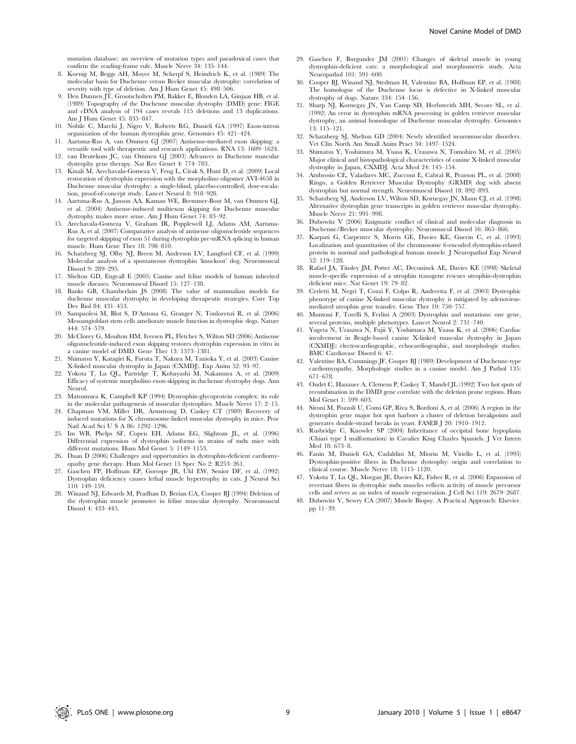mutation database: an overview of mutation types and paradoxical cases that confirm the reading-frame rule. Muscle Nerve 34: 135–144.

8. Koenig M, Beggs AH, Moyer M, Scherpf S, Heindrich K, et al. (1989) The molecular basis for Duchenne versus Becker muscular dystrophy: correlation of severity with type of deletion. Am J Hum Genet 45: 498–506.
9. Den Dunnen JT, Grootscholten PM, Bakker E, Blonden LA, Ginjaar HB, et al. (1989) Topography of the Duchenne muscular dystrophy (DMD) gene: FIGE and cDNA analysis of 194 cases reveals 115 deletions and 13 duplications. Am J Hum Genet 45: 835–847.
10. Nobile C, Marchi J, Nigro V, Roberts RG, Danieli GA (1997) Exon-intron organization of the human dystrophin gene. Genomics 45: 421–424.
11. Aartsma-Rus A, van Ommen GJ (2007) Antisense-mediated exon skipping: a versatile tool with therapeutic and research applications. RNA 13: 1609–1624.
12. van Deutekom JC, van Ommen GJ (2003) Advances in Duchenne muscular dystrophy gene therapy. Nat Rev Genet 4: 774–783.
13. Kinali M, Arechavala-Gomeza V, Feng L, Cirak S, Hunt D, et al. (2009) Local restoration of dystrophin expression with the morpholino oligomer AVI-4658 in Duchenne muscular dystrophy: a single-blind, placebo-controlled, dose-escalation, proof-of-concept study. Lancet Neurol 8: 918–928.
14. Aartsma-Rus A, Janson AA, Kaman WE, Bremmer-Bout M, van Ommen GJ, et al. (2004) Antisense-induced multiexon skipping for Duchenne muscular dystrophy makes more sense. Am J Hum Genet 74: 83–92.
15. Arechavala-Gomeza V, Graham IR, Popplewell LJ, Adams AM, Aartsma-Rus A, et al. (2007) Comparative analysis of antisense oligonucleotide sequences for targeted skipping of exon 51 during dystrophin pre-mRNA splicing in human muscle. Hum Gene Ther 18: 798–810.
16. Schatzberg SJ, Olby NJ, Breen M, Anderson LV, Langford CF, et al. (1999) Molecular analysis of a spontaneous dystrophin 'knockout' dog. Neuromuscul Disord 9: 289–295.
17. Shelton GD, Engvall E (2005) Canine and feline models of human inherited muscle diseases. Neuromuscul Disord 15: 127–138.
18. Banks GB, Chamberlain JS (2008) The value of mammalian models for duchenne muscular dystrophy in developing therapeutic strategies. Curr Top Dev Biol 84: 431–453.
19. Sampaolesi M, Blot S, D'Antona G, Granger N, Tonlorenzi R, et al. (2006) Mesoangioblast stem cells ameliorate muscle function in dystrophic dogs. Nature 444: 574–579.
20. McClorey G, Moulton HM, Iversen PL, Fletcher S, Wilton SD (2006) Antisense oligonucleotide-induced exon skipping restores dystrophin expression in vitro in a canine model of DMD. Gene Ther 13: 1373–1381.
21. Shimatsu Y, Katagiri K, Furuta T, Nakura M, Tanioka Y, et al. (2003) Canine X-linked muscular dystrophy in Japan (CXMDJ). Exp Anim 52: 93–97.
22. Yokota T, Lu QL, Partridge T, Kobayashi M, Nakamura A, et al. (2009) Efficacy of systemic morpholino exon-skipping in duchenne dystrophy dogs. Ann Neurol.
23. Matsumura K, Campbell KP (1994) Dystrophin-glycoprotein complex: its role in the molecular pathogenesis of muscular dystrophies. Muscle Nerve 17: 2–15.
24. Chapman VM, Miller DR, Armstrong D, Caskey CT (1989) Recovery of induced mutations for X chromosome-linked muscular dystrophy in mice. Proc Natl Acad Sci U S A 86: 1292–1296.
25. Im WB, Phelps SF, Copen EH, Adams EG, Slightom JL, et al. (1996) Differential expression of dystrophin isoforms in strains of mdx mice with different mutations. Hum Mol Genet 5: 1149–1153.
26. Duan D (2006) Challenges and opportunities in dystrophin-deficient cardiomyopathy gene therapy. Hum Mol Genet 15 Spec No 2: R253–261.
27. Gaschen FP, Hoffman EP, Gorospe JR, Uhl EW, Senior DF, et al. (1992) Dystrophin deficiency causes lethal muscle hypertrophy in cats. J Neurol Sci 110: 149–159.
28. Winand NJ, Edwards M, Pradhan D, Berian CA, Cooper BJ (1994) Deletion of the dystrophin muscle promoter in feline muscular dystrophy. Neuromuscul Disord 4: 433–445.
29. Gaschen F, Burgunder JM (2001) Changes of skeletal muscle in young dystrophin-deficient cats: a morphological and morphometric study. Acta Neuropathol 101: 591–600.
30. Cooper BJ, Winand NJ, Stedman H, Valentine BA, Hoffman EP, et al. (1988) The homologue of the Duchenne locus is defective in X-linked muscular dystrophy of dogs. Nature 334: 154–156.
31. Sharp NJ, Kornegay JN, Van Camp SD, Herbstreith MH, Secore SL, et al. (1992) An error in dystrophin mRNA processing in golden retriever muscular dystrophy, an animal homologue of Duchenne muscular dystrophy. Genomics 13: 115–121.
32. Schatzberg SJ, Shelton GD (2004) Newly identified neuromuscular disorders. Vet Clin North Am Small Anim Pract 34: 1497–1524.
33. Shimatsu Y, Yoshimura M, Yuasa K, Urasawa N, Tomohiro M, et al. (2005) Major clinical and histopathological characteristics of canine X-linked muscular dystrophy in Japan, CXMDJ. Acta Myol 24: 145–154.
34. Ambrosio CE, Valadares MC, Zucconi E, Cabral R, Pearson PL, et al. (2008) Ringo, a Golden Retriever Muscular Dystrophy (GRMD) dog with absent dystrophin but normal strength. Neuromuscul Disord 18: 892–893.
35. Schatzberg SJ, Anderson LV, Wilton SD, Kornegay JN, Mann CJ, et al. (1998) Alternative dystrophin gene transcripts in golden retriever muscular dystrophy. Muscle Nerve 21: 991–998.
36. Dubowitz V (2006) Enigmatic conflict of clinical and molecular diagnosis in Duchenne/Becker muscular dystrophy. Neuromuscul Disord 16: 865–866.
37. Karpati G, Carpenter S, Morris GE, Davies KE, Guerin C, et al. (1993) Localization and quantitation of the chromosome 6-encoded dystrophin-related protein in normal and pathological human muscle. J Neuropathol Exp Neurol 52: 119–128.
38. Rafael JA, Tinsley JM, Potter AC, Deconinck AE, Davies KE (1998) Skeletal muscle-specific expression of a utrophin transgene rescues utrophin-dystrophin deficient mice. Nat Genet 19: 79–82.
39. Cerletti M, Negri T, Cozzi F, Colpo R, Andreetta F, et al. (2003) Dystrophic phenotype of canine X-linked muscular dystrophy is mitigated by adenovirus-mediated utrophin gene transfer. Gene Ther 10: 750–757.
40. Muntoni F, Torelli S, Ferlini A (2003) Dystrophin and mutations: one gene, several proteins, multiple phenotypes. Lancet Neurol 2: 731–740.
41. Yugeta N, Urasawa N, Fujii Y, Yoshimura M, Yuasa K, et al. (2006) Cardiac involvement in Beagle-based canine X-linked muscular dystrophy in Japan (CXMDJ): electrocardiographic, echocardiographic, and morphologic studies. BMC Cardiovasc Disord 6: 47.
42. Valentine BA, Cummings JF, Cooper BJ (1989) Development of Duchenne-type cardiomyopathy. Morphologic studies in a canine model. Am J Pathol 135: 671–678.
43. Oudet C, Hanauer A, Clemens P, Caskey T, Mandel JL (1992) Two hot spots of recombination in the DMD gene correlate with the deletion prone regions. Hum Mol Genet 1: 599–603.
44. Sironi M, Pozzoli U, Comi GP, Riva S, Bordoni A, et al. (2006) A region in the dystrophin gene major hot spot harbors a cluster of deletion breakpoints and generates double-strand breaks in yeast. FASEB J 20: 1910–1912.
45. Rusbridge C, Knowler SP (2004) Inheritance of occipital bone hypoplasia (Chiari type I malformation) in Cavalier King Charles Spaniels. J Vet Intern Med 18: 673–8.
46. Fanin M, Danieli GA, Cadaldini M, Miorin M, Vitiello L, et al. (1995) Dystrophin-positive fibers in Duchenne dystrophy: origin and correlation to clinical course. Muscle Nerve 18: 1115–1120.
47. Yokota T, Lu QL, Morgan JE, Davies KE, Fisher R, et al. (2006) Expansion of revertant fibers in dystrophic mdx muscles reflects activity of muscle precursor cells and serves as an index of muscle regeneration. J Cell Sci 119: 2679–2687.
48. Dubowitz V, Sewry CA (2007) Muscle Biopsy. A Practical Approach: Elsevier. pp 11–39.